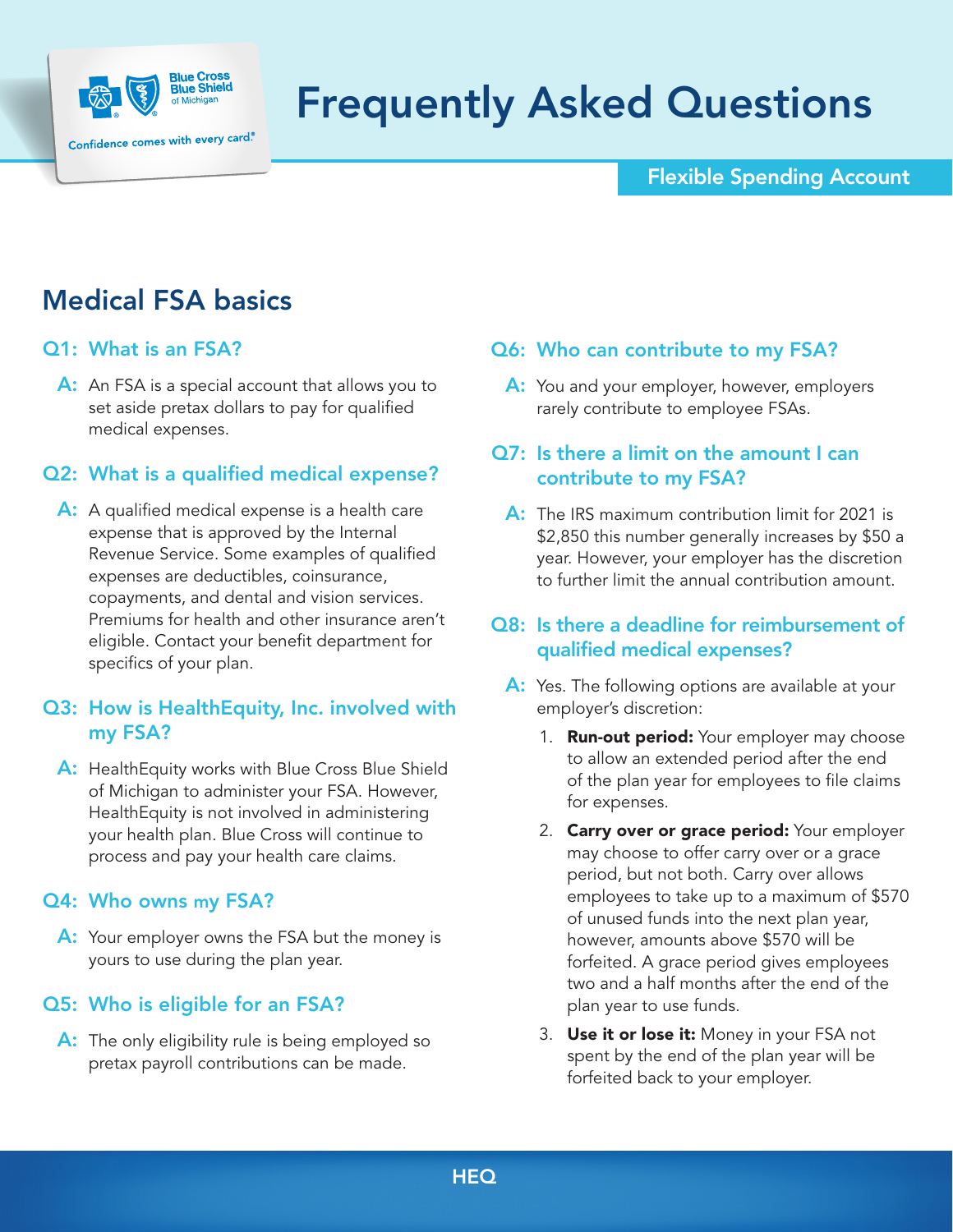# Frequently Asked Questions

**Flexible Spending Account**

## Medical FSA basics

### Q1: What is an FSA?

**A:** An FSA is a special account that allows you to set aside pretax dollars to pay for qualified medical expenses.

### Q2: What is a qualified medical expense?

**A:** A qualified medical expense is a health care expense that is approved by the Internal Revenue Service. Some examples of qualified expenses are deductibles, coinsurance, copayments, and dental and vision services. Premiums for health and other insurance aren't eligible. Contact your benefit department for specifics of your plan.

### Q3: How is HealthEquity, Inc. involved with my FSA?

**A:** HealthEquity works with Blue Cross Blue Shield of Michigan to administer your FSA. However, HealthEquity is not involved in administering your health plan. Blue Cross will continue to process and pay your health care claims.

### Q4: Who owns my FSA?

**A:** Your employer owns the FSA but the money is yours to use during the plan year.

### Q5: Who is eligible for an FSA?

**A:** The only eligibility rule is being employed so pretax payroll contributions can be made.

### Q6: Who can contribute to my FSA?

**A:** You and your employer, however, employers rarely contribute to employee FSAs.

### Q7: Is there a limit on the amount I can contribute to my FSA?

**A:** The IRS maximum contribution limit for 2021 is $2,850 this number generally increases by $50 a year. However, your employer has the discretion to further limit the annual contribution amount.

### Q8: Is there a deadline for reimbursement of qualified medical expenses?

**A:** Yes. The following options are available at your employer's discretion:

1. **Run-out period:** Your employer may choose to allow an extended period after the end of the plan year for employees to file claims for expenses.
2. **Carry over or grace period:** Your employer may choose to offer carry over or a grace period, but not both. Carry over allows employees to take up to a maximum of $570 of unused funds into the next plan year, however, amounts above $570 will be forfeited. A grace period gives employees two and a half months after the end of the plan year to use funds.
3. **Use it or lose it:** Money in your FSA not spent by the end of the plan year will be forfeited back to your employer.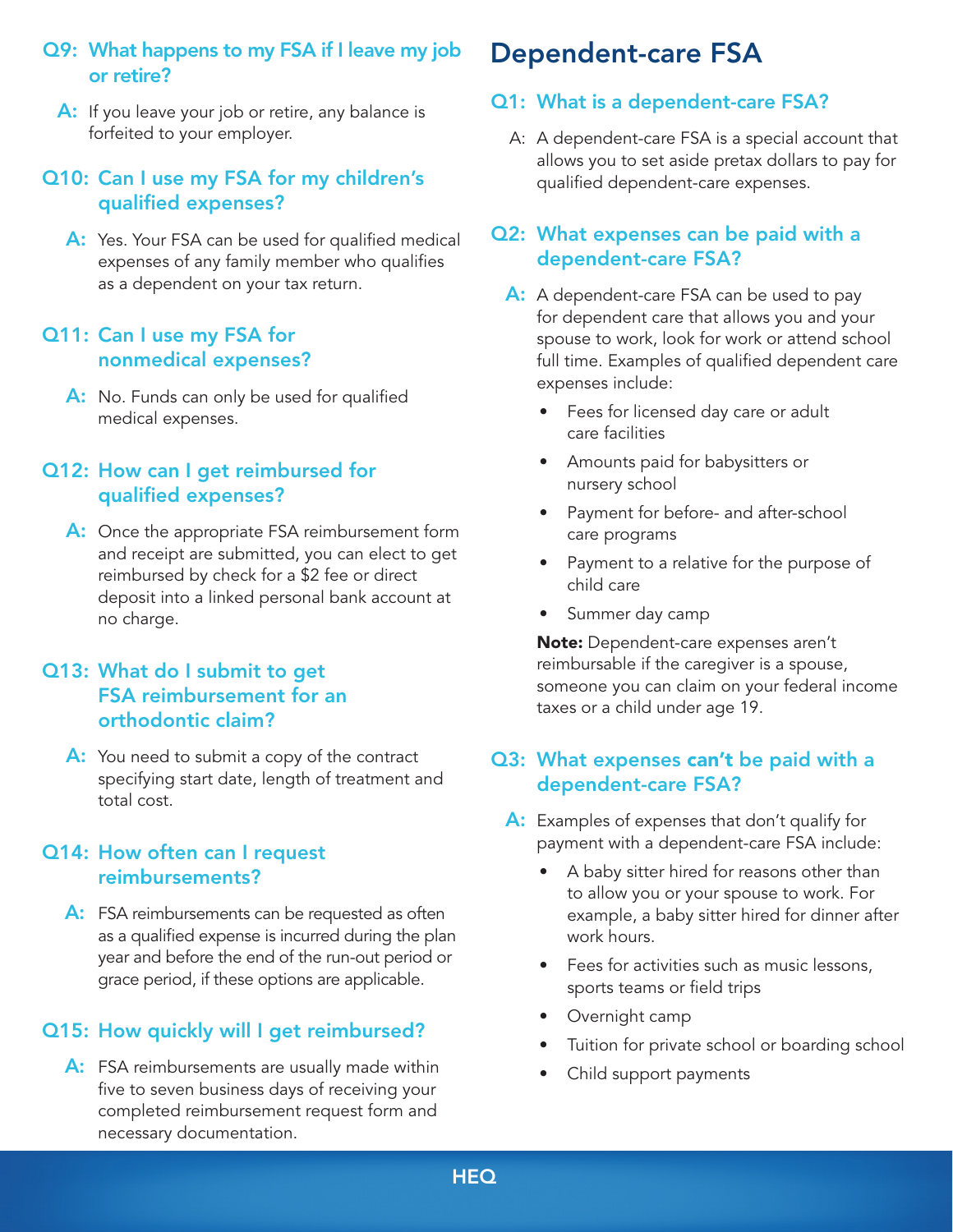### Q9: What happens to my FSA if I leave my job or retire?

**A:** If you leave your job or retire, any balance is forfeited to your employer.

### Q10: Can I use my FSA for my children's qualified expenses?

**A:** Yes. Your FSA can be used for qualified medical expenses of any family member who qualifies as a dependent on your tax return.

### Q11: Can I use my FSA for nonmedical expenses?

**A:** No. Funds can only be used for qualified medical expenses.

### Q12: How can I get reimbursed for qualified expenses?

**A:** Once the appropriate FSA reimbursement form and receipt are submitted, you can elect to get reimbursed by check for a $2 fee or direct deposit into a linked personal bank account at no charge.

### Q13: What do I submit to get FSA reimbursement for an orthodontic claim?

**A:** You need to submit a copy of the contract specifying start date, length of treatment and total cost.

### Q14: How often can I request reimbursements?

**A:** FSA reimbursements can be requested as often as a qualified expense is incurred during the plan year and before the end of the run-out period or grace period, if these options are applicable.

### Q15: How quickly will I get reimbursed?

**A:** FSA reimbursements are usually made within five to seven business days of receiving your completed reimbursement request form and necessary documentation.

## Dependent-care FSA

### Q1: What is a dependent-care FSA?

A: A dependent-care FSA is a special account that allows you to set aside pretax dollars to pay for qualified dependent-care expenses.

### Q2: What expenses can be paid with a dependent-care FSA?

**A:** A dependent-care FSA can be used to pay for dependent care that allows you and your spouse to work, look for work or attend school full time. Examples of qualified dependent care expenses include:

- Fees for licensed day care or adult care facilities
- Amounts paid for babysitters or nursery school
- Payment for before- and after-school care programs
- Payment to a relative for the purpose of child care
- Summer day camp

**Note:** Dependent-care expenses aren't reimbursable if the caregiver is a spouse, someone you can claim on your federal income taxes or a child under age 19.

### Q3: What expenses **can't** be paid with a dependent-care FSA?

**A:** Examples of expenses that don't qualify for payment with a dependent-care FSA include:

- A baby sitter hired for reasons other than to allow you or your spouse to work. For example, a baby sitter hired for dinner after work hours.
- Fees for activities such as music lessons, sports teams or field trips
- Overnight camp
- Tuition for private school or boarding school
- Child support payments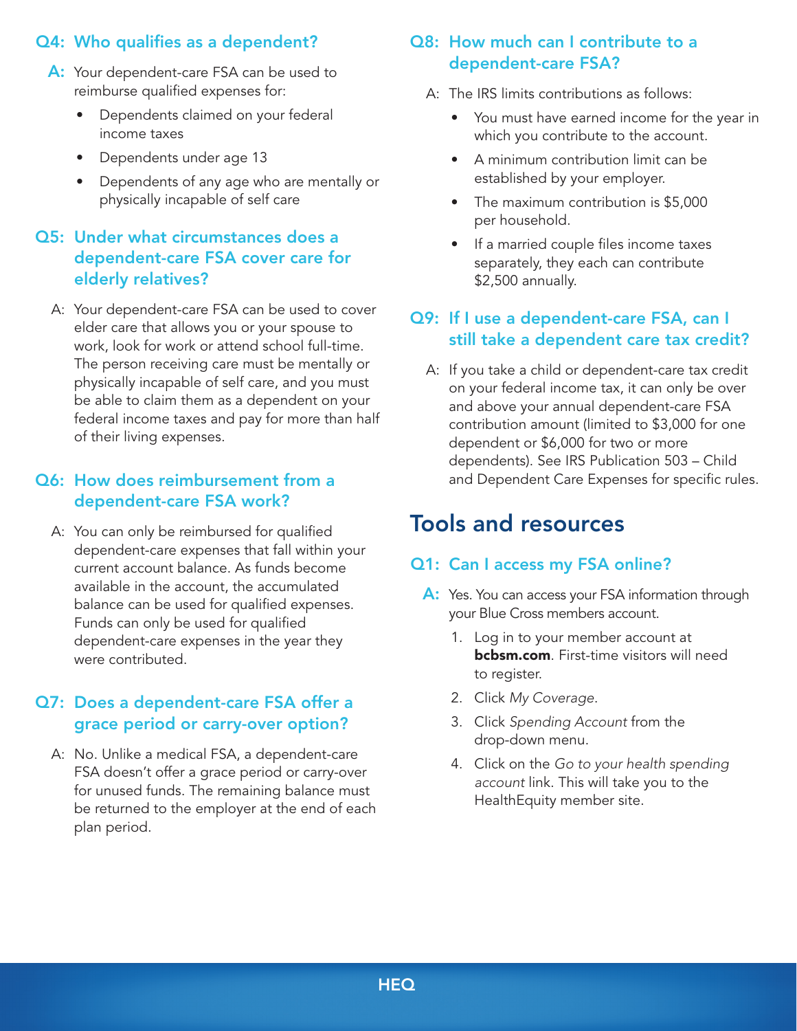### Q4: Who qualifies as a dependent?

**A:** Your dependent-care FSA can be used to reimburse qualified expenses for:

- Dependents claimed on your federal income taxes
- Dependents under age 13
- Dependents of any age who are mentally or physically incapable of self care

### Q5: Under what circumstances does a dependent-care FSA cover care for elderly relatives?

A: Your dependent-care FSA can be used to cover elder care that allows you or your spouse to work, look for work or attend school full-time. The person receiving care must be mentally or physically incapable of self care, and you must be able to claim them as a dependent on your federal income taxes and pay for more than half of their living expenses.

### Q6: How does reimbursement from a dependent-care FSA work?

A: You can only be reimbursed for qualified dependent-care expenses that fall within your current account balance. As funds become available in the account, the accumulated balance can be used for qualified expenses. Funds can only be used for qualified dependent-care expenses in the year they were contributed.

### Q7: Does a dependent-care FSA offer a grace period or carry-over option?

A: No. Unlike a medical FSA, a dependent-care FSA doesn't offer a grace period or carry-over for unused funds. The remaining balance must be returned to the employer at the end of each plan period.

### Q8: How much can I contribute to a dependent-care FSA?

A: The IRS limits contributions as follows:

- You must have earned income for the year in which you contribute to the account.
- A minimum contribution limit can be established by your employer.
- The maximum contribution is $5,000 per household.
- If a married couple files income taxes separately, they each can contribute $2,500 annually.

### Q9: If I use a dependent-care FSA, can I still take a dependent care tax credit?

A: If you take a child or dependent-care tax credit on your federal income tax, it can only be over and above your annual dependent-care FSA contribution amount (limited to $3,000 for one dependent or $6,000 for two or more dependents). See IRS Publication 503 – Child and Dependent Care Expenses for specific rules.

## Tools and resources

### Q1: Can I access my FSA online?

**A:** Yes. You can access your FSA information through your Blue Cross members account.

1. Log in to your member account at **bcbsm.com**. First-time visitors will need to register.
2. Click *My Coverage*.
3. Click *Spending Account* from the drop-down menu.
4. Click on the *Go to your health spending account* link. This will take you to the HealthEquity member site.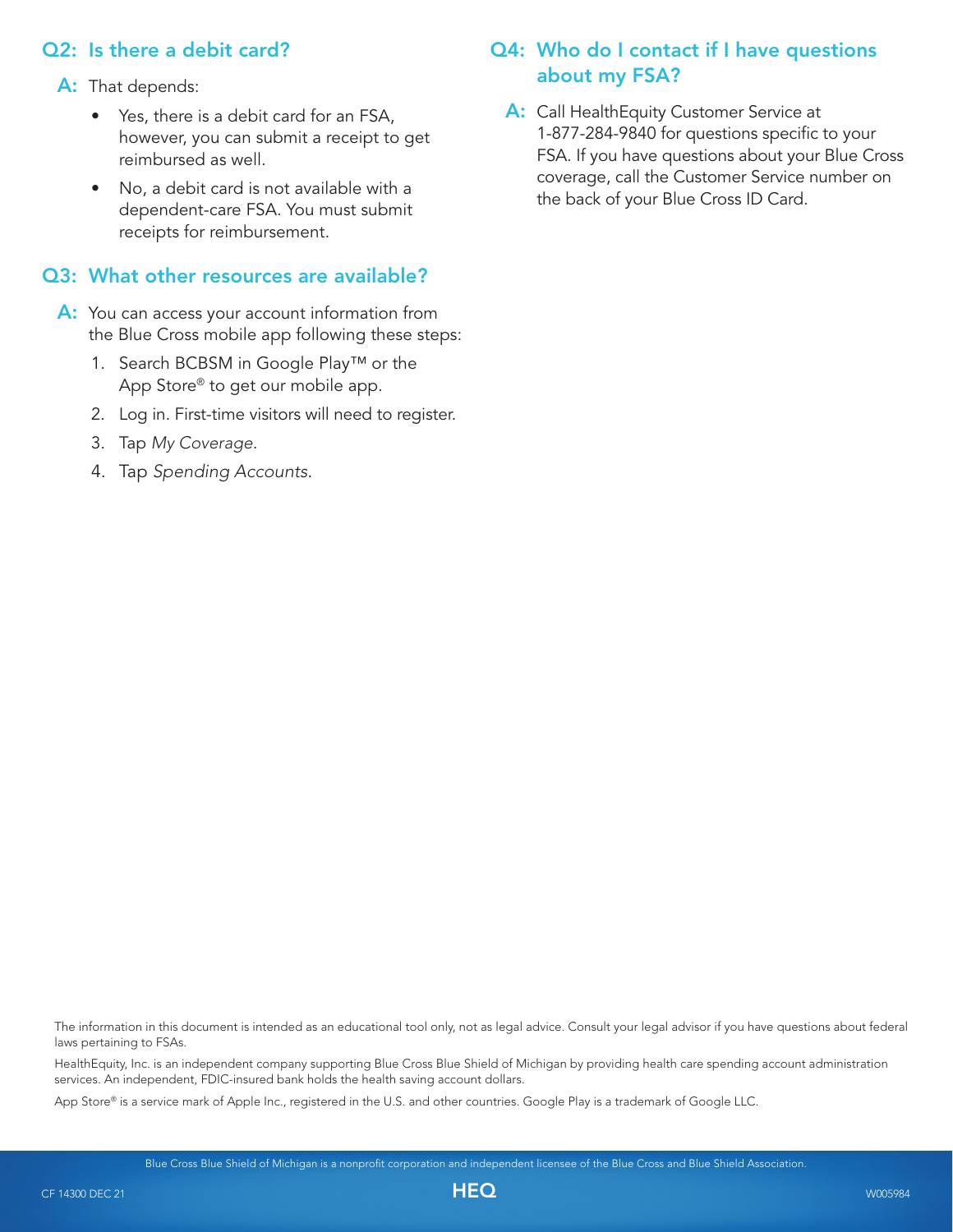## Q2: Is there a debit card?

**A:** That depends:

- Yes, there is a debit card for an FSA, however, you can submit a receipt to get reimbursed as well.
- No, a debit card is not available with a dependent-care FSA. You must submit receipts for reimbursement.

## Q3: What other resources are available?

**A:** You can access your account information from the Blue Cross mobile app following these steps:

1. Search BCBSM in Google Play™ or the App Store® to get our mobile app.
2. Log in. First-time visitors will need to register.
3. Tap *My Coverage*.
4. Tap *Spending Accounts*.

## Q4: Who do I contact if I have questions about my FSA?

**A:** Call HealthEquity Customer Service at 1-877-284-9840 for questions specific to your FSA. If you have questions about your Blue Cross coverage, call the Customer Service number on the back of your Blue Cross ID Card.

The information in this document is intended as an educational tool only, not as legal advice. Consult your legal advisor if you have questions about federal laws pertaining to FSAs.

HealthEquity, Inc. is an independent company supporting Blue Cross Blue Shield of Michigan by providing health care spending account administration services. An independent, FDIC-insured bank holds the health saving account dollars.

App Store® is a service mark of Apple Inc., registered in the U.S. and other countries. Google Play is a trademark of Google LLC.

Blue Cross Blue Shield of Michigan is a nonprofit corporation and independent licensee of the Blue Cross and Blue Shield Association.

CF 14300 DEC 21

HEQ

W005984